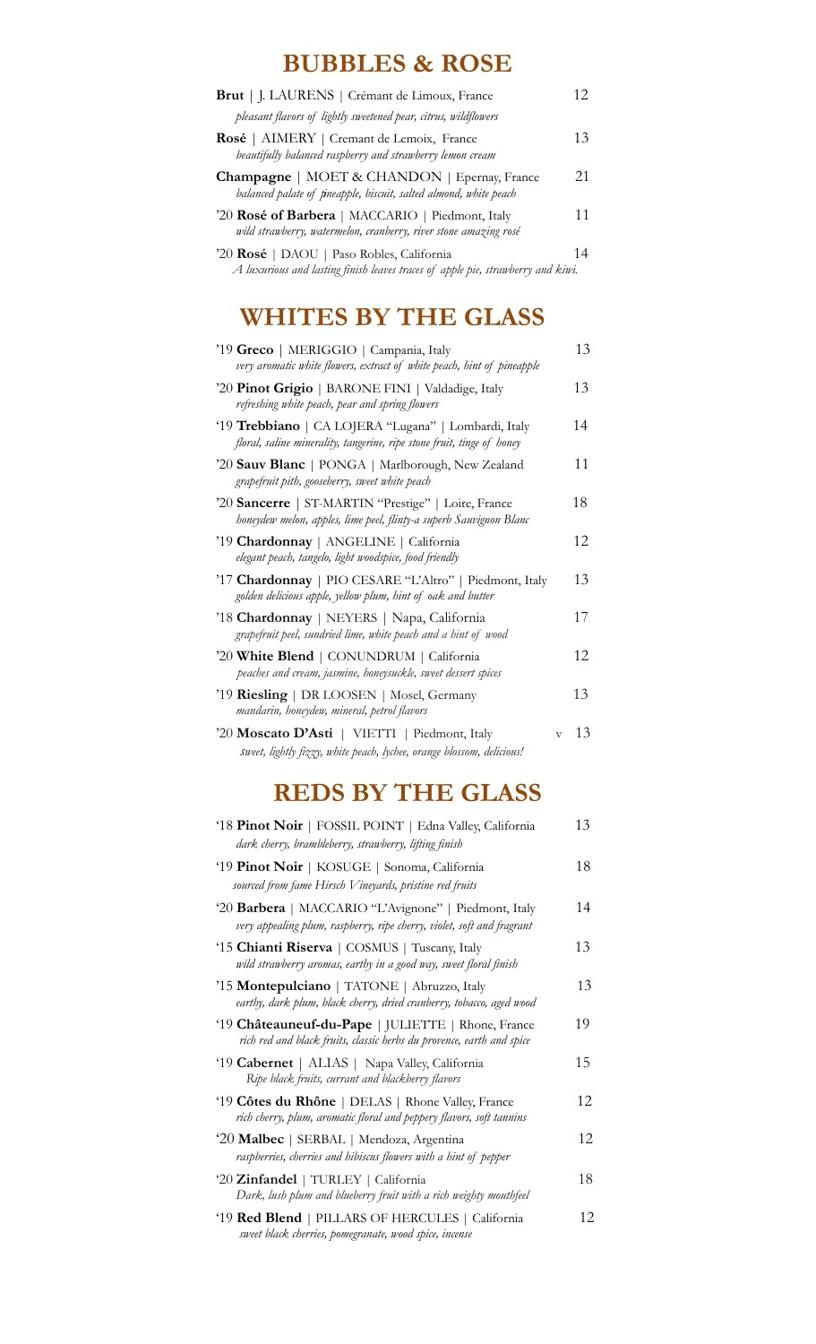## BUBBLES & ROSE

**Brut** | J. LAURENS | Crémant de Limoux, France 12
*pleasant flavors of lightly sweetened pear, citrus, wildflowers*

**Rosé** | AIMERY | Cremant de Lemoix, France 13
*beautifully balanced raspberry and strawberry lemon cream*

**Champagne** | MOET & CHANDON | Epernay, France 21
*balanced palate of pineapple, biscuit, salted almond, white peach*

'20 **Rosé of Barbera** | MACCARIO | Piedmont, Italy 11
*wild strawberry, watermelon, cranberry, river stone amazing rosé*

'20 **Rosé** | DAOU | Paso Robles, California 14
*A luxurious and lasting finish leaves traces of apple pie, strawberry and kiwi.*

## WHITES BY THE GLASS

'19 **Greco** | MERIGGIO | Campania, Italy 13
*very aromatic white flowers, extract of white peach, hint of pineapple*

'20 **Pinot Grigio** | BARONE FINI | Valdadige, Italy 13
*refreshing white peach, pear and spring flowers*

'19 **Trebbiano** | CA LOJERA "Lugana" | Lombardi, Italy 14
*floral, saline minerality, tangerine, ripe stone fruit, tinge of honey*

'20 **Sauv Blanc** | PONGA | Marlborough, New Zealand 11
*grapefruit pith, gooseberry, sweet white peach*

'20 **Sancerre** | ST-MARTIN "Prestige" | Loire, France 18
*honeydew melon, apples, lime peel, flinty-a superb Sauvignon Blanc*

'19 **Chardonnay** | ANGELINE | California 12
*elegant peach, tangelo, light woodspice, food friendly*

'17 **Chardonnay** | PIO CESARE "L'Altro" | Piedmont, Italy 13
*golden delicious apple, yellow plum, hint of oak and butter*

'18 **Chardonnay** | NEYERS | Napa, California 17
*grapefruit peel, sundried lime, white peach and a hint of wood*

'20 **White Blend** | CONUNDRUM | California 12
*peaches and cream, jasmine, honeysuckle, sweet dessert spices*

'19 **Riesling** | DR LOOSEN | Mosel, Germany 13
*mandarin, honeydew, mineral, petrol flavors*

'20 **Moscato D'Asti** | VIETTI | Piedmont, Italy v 13
*sweet, lightly fizzy, white peach, lychee, orange blossom, delicious!*

## REDS BY THE GLASS

'18 **Pinot Noir** | FOSSIL POINT | Edna Valley, California 13
*dark cherry, brambleberry, strawberry, lifting finish*

'19 **Pinot Noir** | KOSUGE | Sonoma, California 18
*sourced from fame Hirsch Vineyards, pristine red fruits*

'20 **Barbera** | MACCARIO "L'Avignone" | Piedmont, Italy 14
*very appealing plum, raspberry, ripe cherry, violet, soft and fragrant*

'15 **Chianti Riserva** | COSMUS | Tuscany, Italy 13
*wild strawberry aromas, earthy in a good way, sweet floral finish*

'15 **Montepulciano** | TATONE | Abruzzo, Italy 13
*earthy, dark plum, black cherry, dried cranberry, tobacco, aged wood*

'19 **Châteauneuf-du-Pape** | JULIETTE | Rhone, France 19
*rich red and black fruits, classic herbs du provence, earth and spice*

'19 **Cabernet** | ALIAS | Napa Valley, California 15
*Ripe black fruits, currant and blackberry flavors*

'19 **Côtes du Rhône** | DELAS | Rhone Valley, France 12
*rich cherry, plum, aromatic floral and peppery flavors, soft tannins*

'20 **Malbec** | SERBAL | Mendoza, Argentina 12
*raspberries, cherries and hibiscus flowers with a hint of pepper*

'20 **Zinfandel** | TURLEY | California 18
*Dark, lush plum and blueberry fruit with a rich weighty mouthfeel*

'19 **Red Blend** | PILLARS OF HERCULES | California 12
*sweet black cherries, pomegranate, wood spice, incense*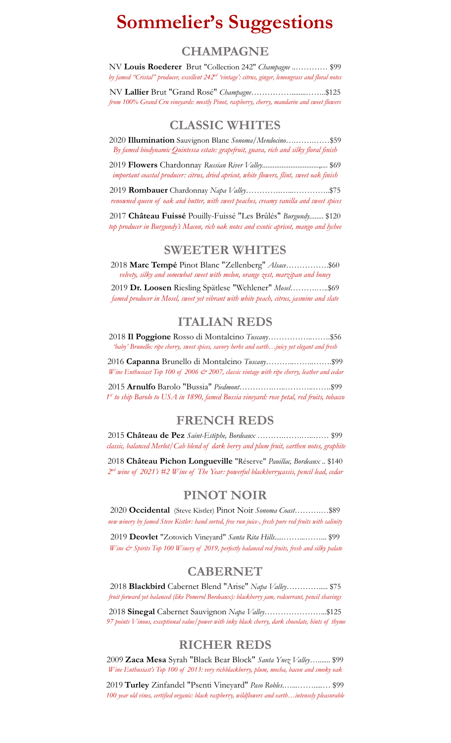# Sommelier's Suggestions

## CHAMPAGNE

NV **Louis Roederer** Brut "Collection 242" *Champagne* ..………… $99
*by famed "Cristal" producer, excellent 242nd 'vintage': citrus, ginger, lemongrass and floral notes*

NV **Lallier** Brut "Grand Rosé" *Champagne*……………........……..$125
*from 100% Grand Cru vineyards: mostly Pinot, raspberry, cherry, mandarin and sweet flowers*

## CLASSIC WHITES

2020 **Illumination** Sauvignon Blanc *Sonoma/Mendocino*….……..……$59
*By famed biodynamic Quintessa estate: grapefruit, guava, rich and silky floral finish*

2019 **Flowers** Chardonnay *Russian River Valley*...................................... $69
*important coastal producer: citrus, dried apricot, white flowers, flint, sweet oak finish*

2019 **Rombauer** Chardonnay *Napa Valley*…………..…...…………...$75
*renowned queen of oak and butter, with sweet peaches, creamy vanilla and sweet spices*

2017 **Château Fuissé** Pouilly-Fuissé "Les Brûlés" *Burgundy*........ $120
*top producer in Burgundy's Macon, rich oak notes and exotic apricot, mango and lychee*

## SWEETER WHITES

2018 **Marc Tempé** Pinot Blanc "Zellenberg" *Alsace*…………….$60
*velvety, silky and somewhat sweet with melon, orange zest, marzipan and honey*

2019 **Dr. Loosen** Riesling Spätlese "Wehlener" *Mosel*………..…..$69
*famed producer in Mosel, sweet yet vibrant with white peach, citrus, jasmine and slate*

## ITALIAN REDS

2018 **Il Poggione** Rosso di Montalcino *Tuscany*……………..…….$56
*'baby' Brunello: ripe cherry, sweet spices, savory herbs and earth…juicy yet elegant and fresh*

2016 **Capanna** Brunello di Montalcino *Tuscany*………..……..…….$99
*Wine Enthusiast Top 100 of 2006 & 2007, classic vintage with ripe cherry, leather and cedar*

2015 **Arnulfo** Barolo "Bussia" *Piedmont*…………..…..………..…….$99
*1st to ship Barolo to USA in 1890, famed Bussia vineyard: rose petal, red fruits, tobacco*

## FRENCH REDS

2015 **Château de Pez** *Saint-Estèphe, Bordeaux* ……….…….…..…… $99
*classic, balanced Merlot/Cab blend of dark berry and plum fruit, earthen notes, graphite*

2018 **Château Pichon Longueville** "Réserve" *Pauillac, Bordeaux* .. $140
*2nd wine of 2021's #2 Wine of The Year: powerful blackberry,cassis, pencil lead, cedar*

## PINOT NOIR

2020 **Occidental** (Steve Kistler) Pinot Noir *Sonoma Coast*…………$89
*new winery by famed Steve Kistler: hand sorted, free run juice-, fresh pure red fruits with salinity*

2019 **Deovlet** "Zotovich Vineyard" *Santa Rita Hills*.....……..……... $99
*Wine & Spirits Top 100 Winery of 2019, perfectly balanced red fruits, fresh and silky palate*

## CABERNET

2018 **Blackbird** Cabernet Blend "Arise" *Napa Valley*…………..... $75
*fruit forward yet balanced (like Pomerol Bordeaux): blackberry jam, redcurrant, pencil shavings*

2018 **Sinegal** Cabernet Sauvignon *Napa Valley*…………………...$125
*97 points Vinous, exceptional value/power with inky black cherry, dark chocolate, hints of thyme*

## RICHER REDS

2009 **Zaca Mesa** Syrah "Black Bear Block" *Santa Ynez Valley*…....... $99
*Wine Enthusiast's Top 100 of 2013: very richblackberry, plum, mocha, bacon and smoky oak*

2019 **Turley** Zinfandel "Psenti Vineyard" *Paso Robles*…....……....… $99
*100 year old vines, certified organic: black raspberry, wildflowers and earth…intensely pleasurable*